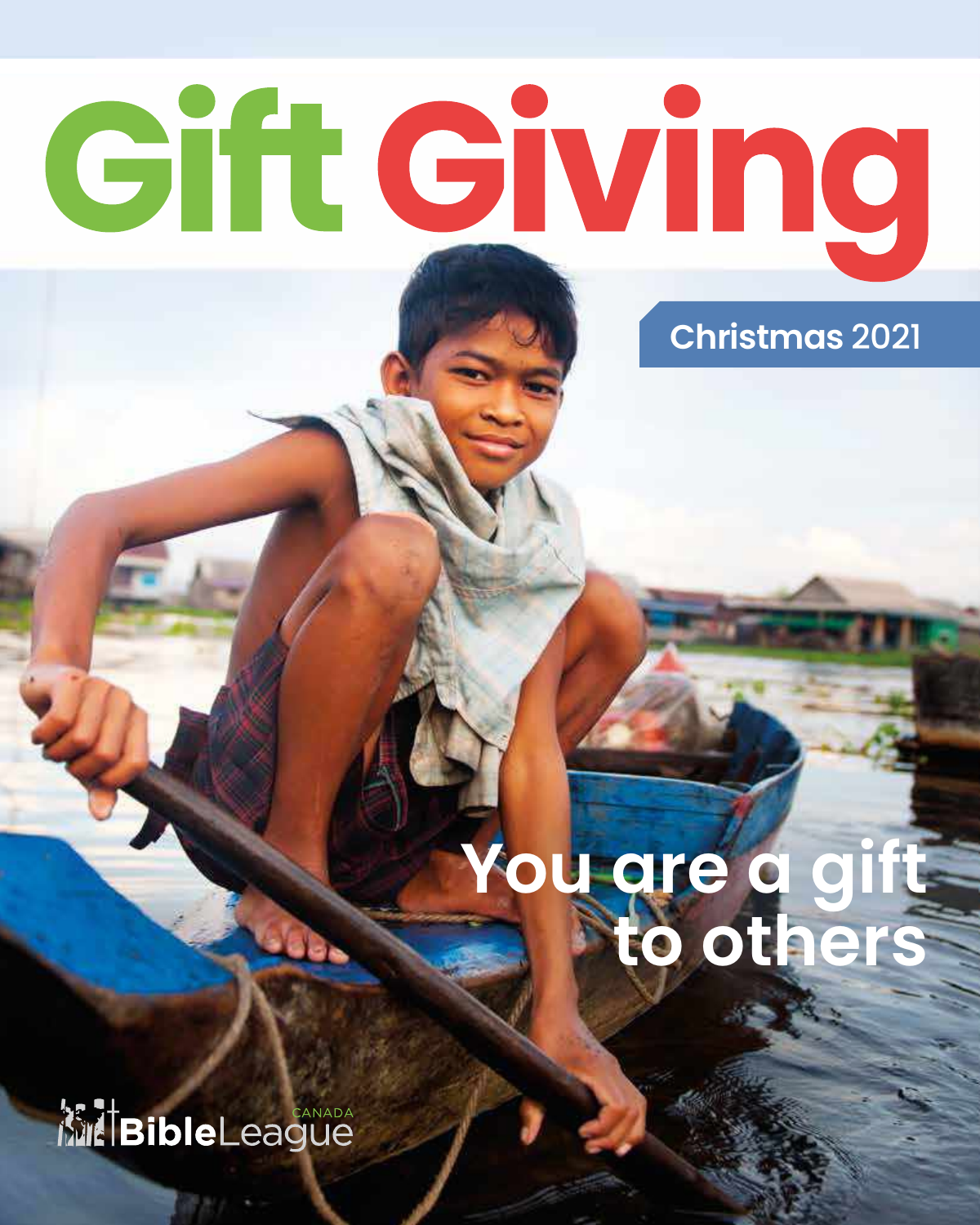# Gift Giving

Christmas 2021

## You are a gift to others

BibleLeague CANADA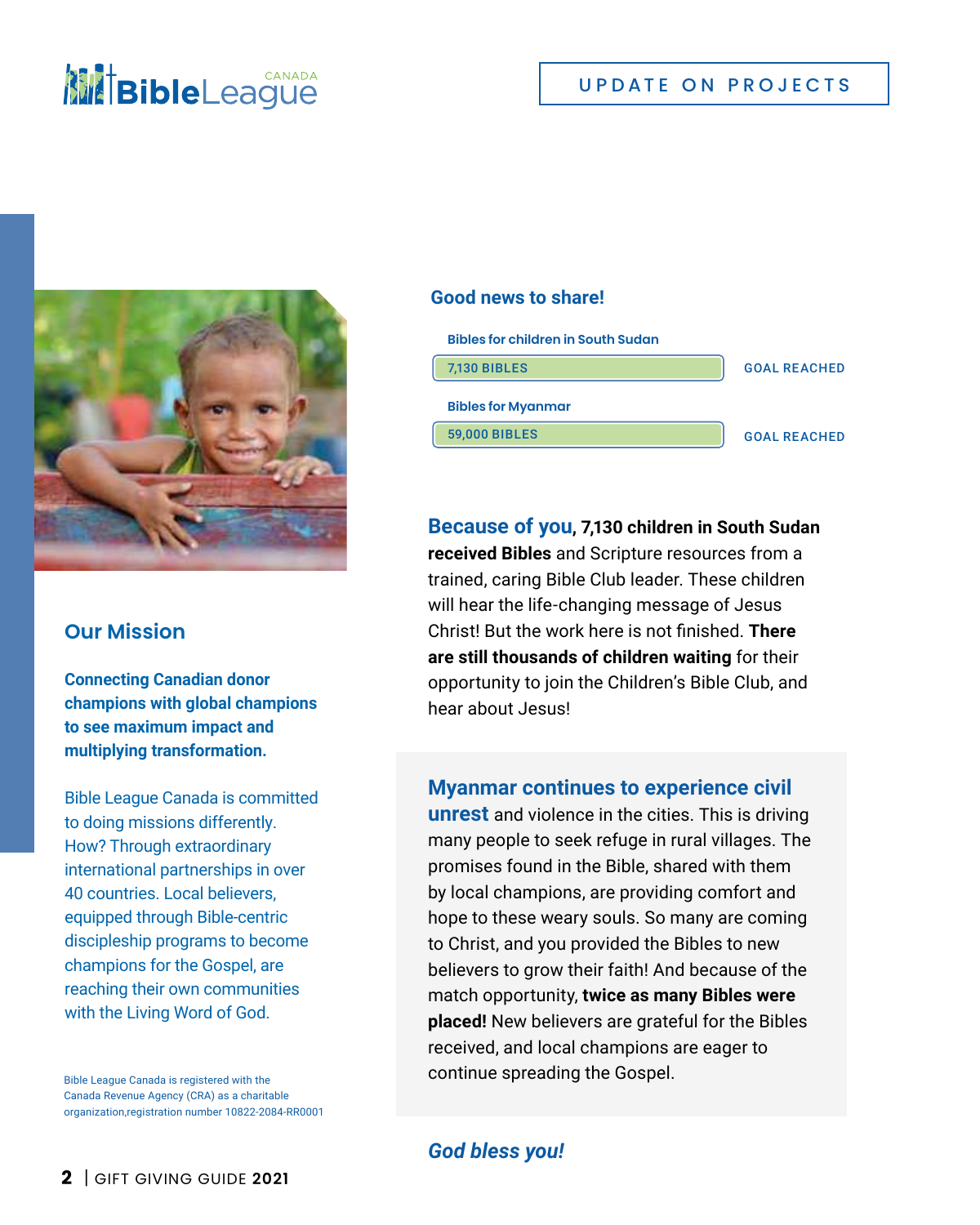UPDATE ON PROJECTS

## Our Mission

**Connecting Canadian donor champions with global champions to see maximum impact and multiplying transformation.**

Bible League Canada is committed to doing missions differently. How? Through extraordinary international partnerships in over 40 countries. Local believers, equipped through Bible-centric discipleship programs to become champions for the Gospel, are reaching their own communities with the Living Word of God.

Bible League Canada is registered with the Canada Revenue Agency (CRA) as a charitable organization,registration number 10822-2084-RR0001

## Good news to share!

**Bibles for children in South Sudan**

7,130 BIBLES — GOAL REACHED

**Bibles for Myanmar**

59,000 BIBLES — GOAL REACHED

**Because of you, 7,130 children in South Sudan received Bibles** and Scripture resources from a trained, caring Bible Club leader. These children will hear the life-changing message of Jesus Christ! But the work here is not finished. **There are still thousands of children waiting** for their opportunity to join the Children's Bible Club, and hear about Jesus!

**Myanmar continues to experience civil unrest** and violence in the cities. This is driving many people to seek refuge in rural villages. The promises found in the Bible, shared with them by local champions, are providing comfort and hope to these weary souls. So many are coming to Christ, and you provided the Bibles to new believers to grow their faith! And because of the match opportunity, **twice as many Bibles were placed!** New believers are grateful for the Bibles received, and local champions are eager to continue spreading the Gospel.

***God bless you!***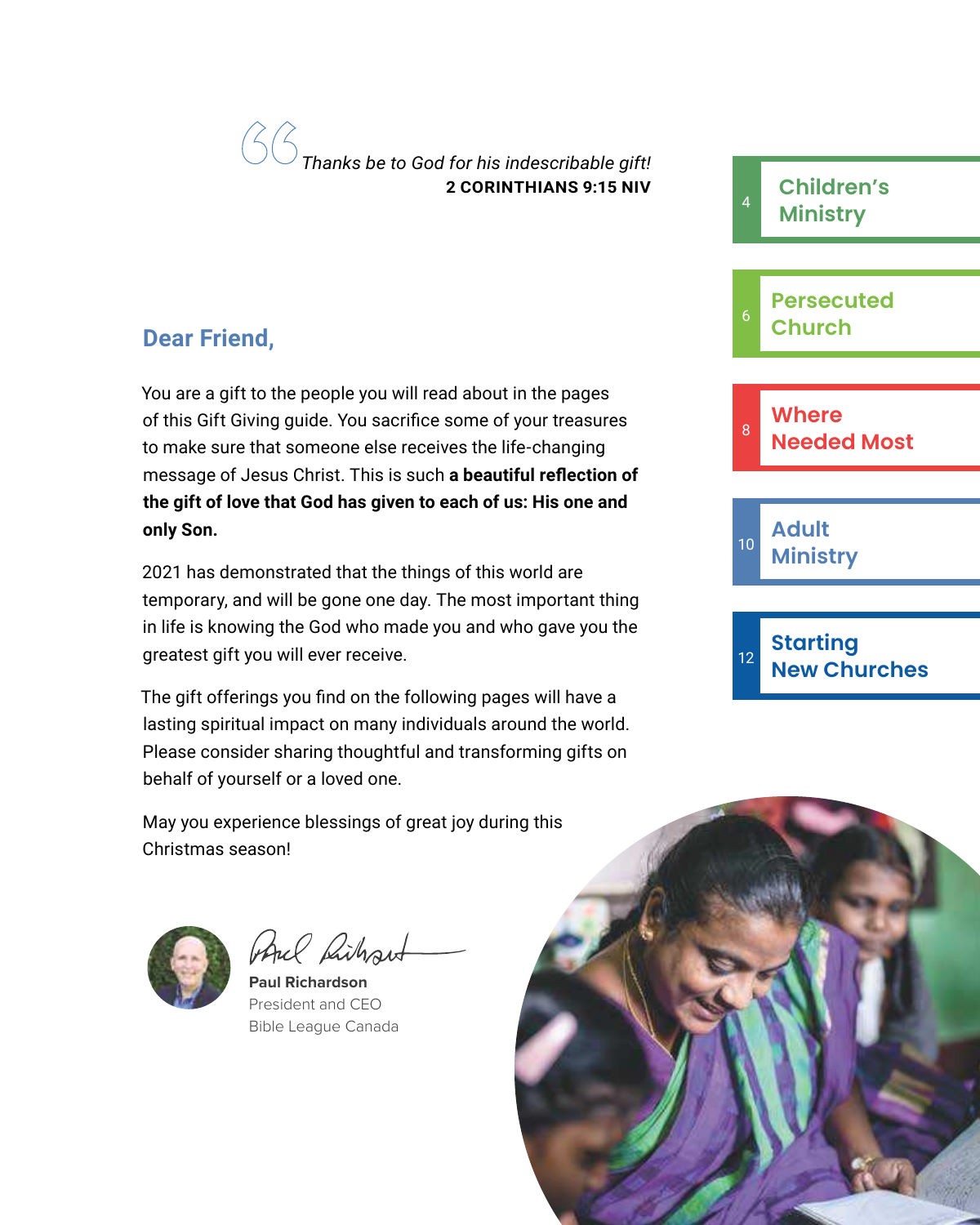> *Thanks be to God for his indescribable gift!*
> **2 CORINTHIANS 9:15 NIV**

## Dear Friend,

You are a gift to the people you will read about in the pages of this Gift Giving guide. You sacrifice some of your treasures to make sure that someone else receives the life-changing message of Jesus Christ. This is such **a beautiful reflection of the gift of love that God has given to each of us: His one and only Son.**

2021 has demonstrated that the things of this world are temporary, and will be gone one day. The most important thing in life is knowing the God who made you and who gave you the greatest gift you will ever receive.

The gift offerings you find on the following pages will have a lasting spiritual impact on many individuals around the world. Please consider sharing thoughtful and transforming gifts on behalf of yourself or a loved one.

May you experience blessings of great joy during this Christmas season!

**Paul Richardson**
President and CEO
Bible League Canada

- 4 Children's Ministry
- 6 Persecuted Church
- 8 Where Needed Most
- 10 Adult Ministry
- 12 Starting New Churches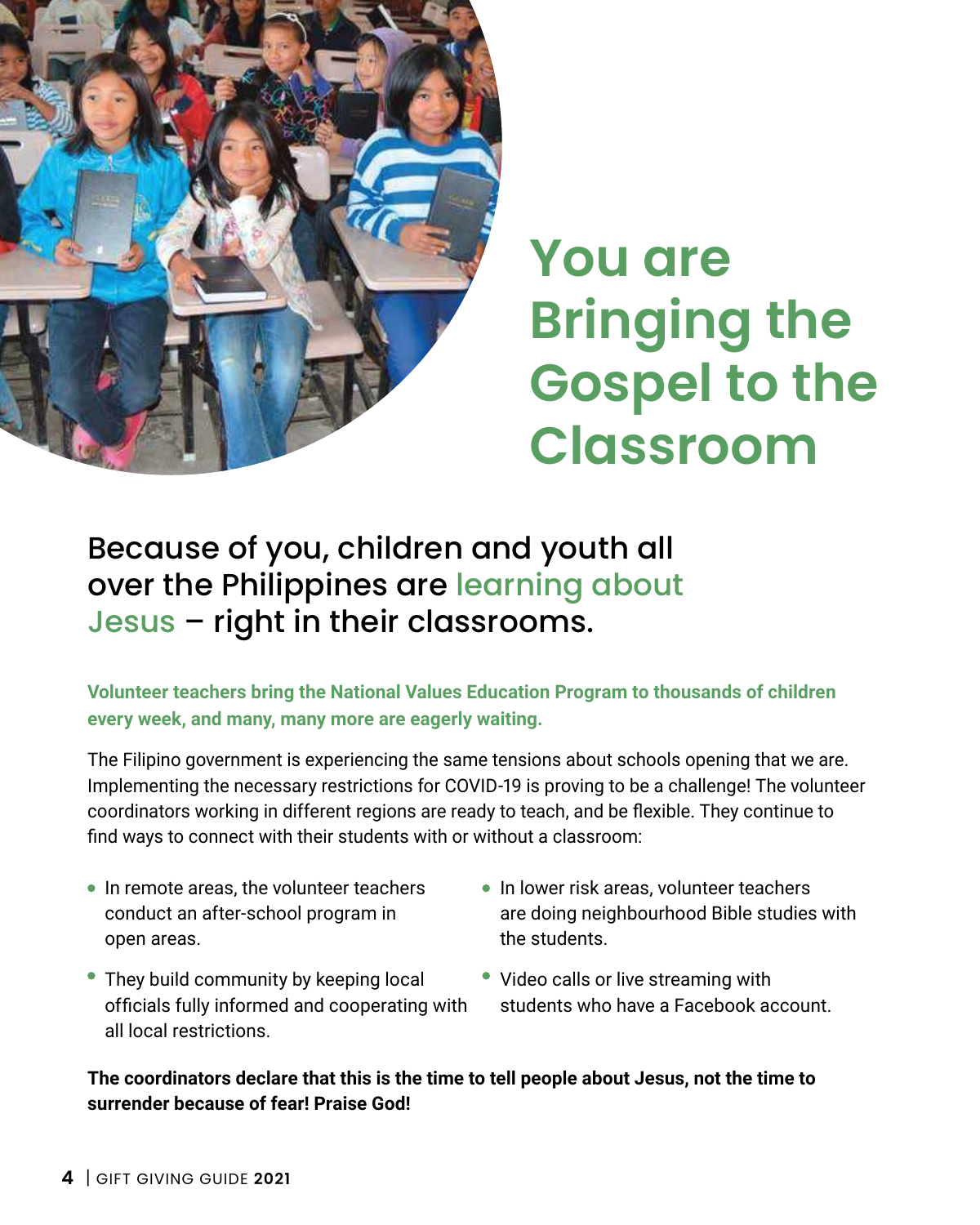# You are Bringing the Gospel to the Classroom

## Because of you, children and youth all over the Philippines are learning about Jesus – right in their classrooms.

**Volunteer teachers bring the National Values Education Program to thousands of children every week, and many, many more are eagerly waiting.**

The Filipino government is experiencing the same tensions about schools opening that we are. Implementing the necessary restrictions for COVID-19 is proving to be a challenge! The volunteer coordinators working in different regions are ready to teach, and be flexible. They continue to find ways to connect with their students with or without a classroom:

- In remote areas, the volunteer teachers conduct an after-school program in open areas.
- They build community by keeping local officials fully informed and cooperating with all local restrictions.
- In lower risk areas, volunteer teachers are doing neighbourhood Bible studies with the students.
- Video calls or live streaming with students who have a Facebook account.

**The coordinators declare that this is the time to tell people about Jesus, not the time to surrender because of fear! Praise God!**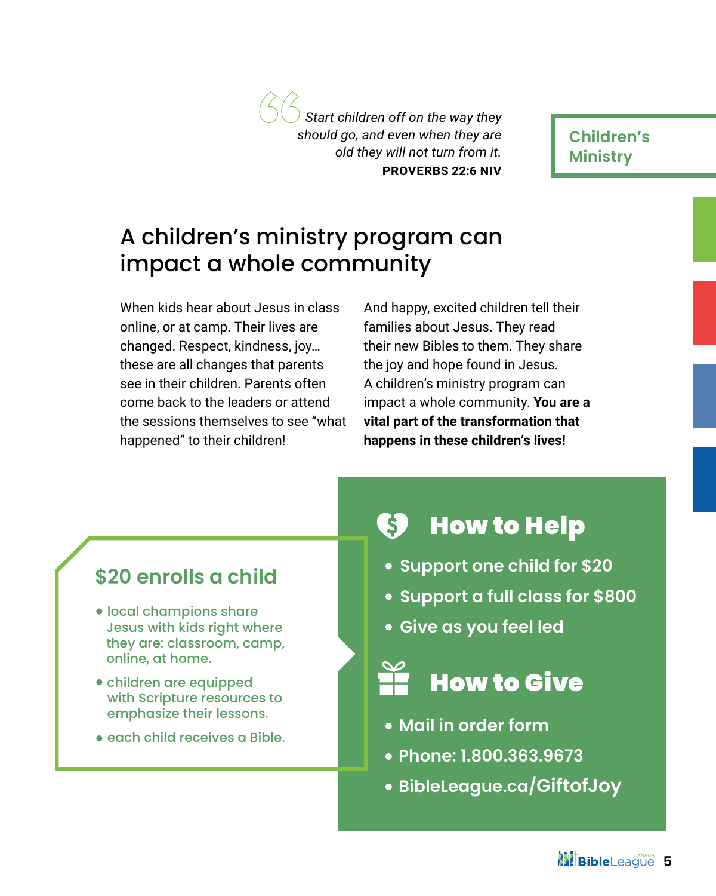Children's Ministry

> *Start children off on the way they should go, and even when they are old they will not turn from it.*
> **PROVERBS 22:6 NIV**

# A children's ministry program can impact a whole community

When kids hear about Jesus in class online, or at camp. Their lives are changed. Respect, kindness, joy… these are all changes that parents see in their children. Parents often come back to the leaders or attend the sessions themselves to see "what happened" to their children!

And happy, excited children tell their families about Jesus. They read their new Bibles to them. They share the joy and hope found in Jesus. A children's ministry program can impact a whole community. **You are a vital part of the transformation that happens in these children's lives!**

## $20 enrolls a child

- local champions share Jesus with kids right where they are: classroom, camp, online, at home.
- children are equipped with Scripture resources to emphasize their lessons.
- each child receives a Bible.

## How to Help

- Support one child for $20
- Support a full class for $800
- Give as you feel led

## How to Give

- Mail in order form
- Phone: 1.800.363.9673
- BibleLeague.ca/GiftofJoy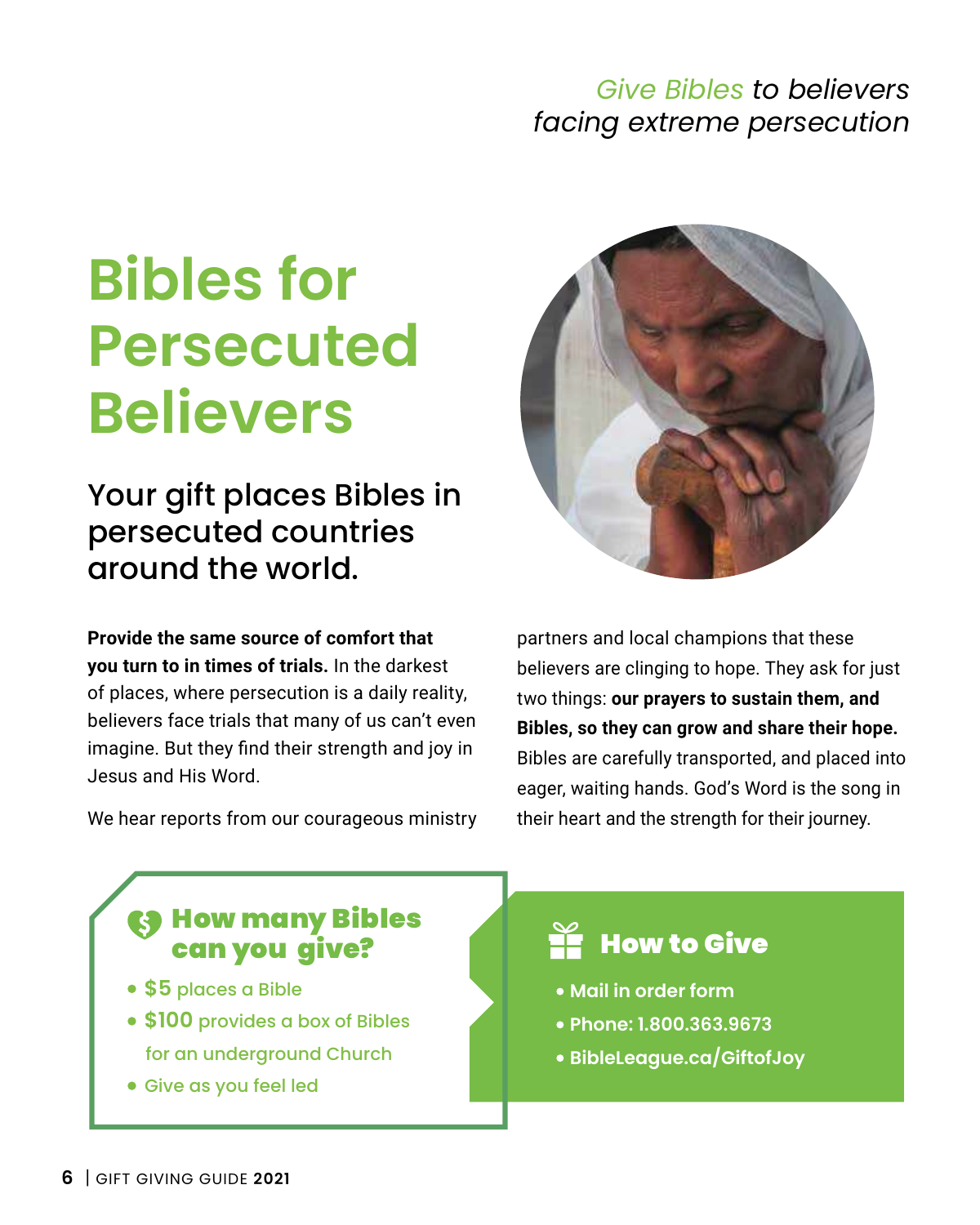*Give Bibles to believers facing extreme persecution*

# Bibles for Persecuted Believers

## Your gift places Bibles in persecuted countries around the world.

**Provide the same source of comfort that you turn to in times of trials.** In the darkest of places, where persecution is a daily reality, believers face trials that many of us can't even imagine. But they find their strength and joy in Jesus and His Word.

We hear reports from our courageous ministry partners and local champions that these believers are clinging to hope. They ask for just two things: **our prayers to sustain them, and Bibles, so they can grow and share their hope.** Bibles are carefully transported, and placed into eager, waiting hands. God's Word is the song in their heart and the strength for their journey.

### How many Bibles can you give?

- **$5** places a Bible
- **$100** provides a box of Bibles for an underground Church
- Give as you feel led

### How to Give

- Mail in order form
- Phone: 1.800.363.9673
- BibleLeague.ca/GiftofJoy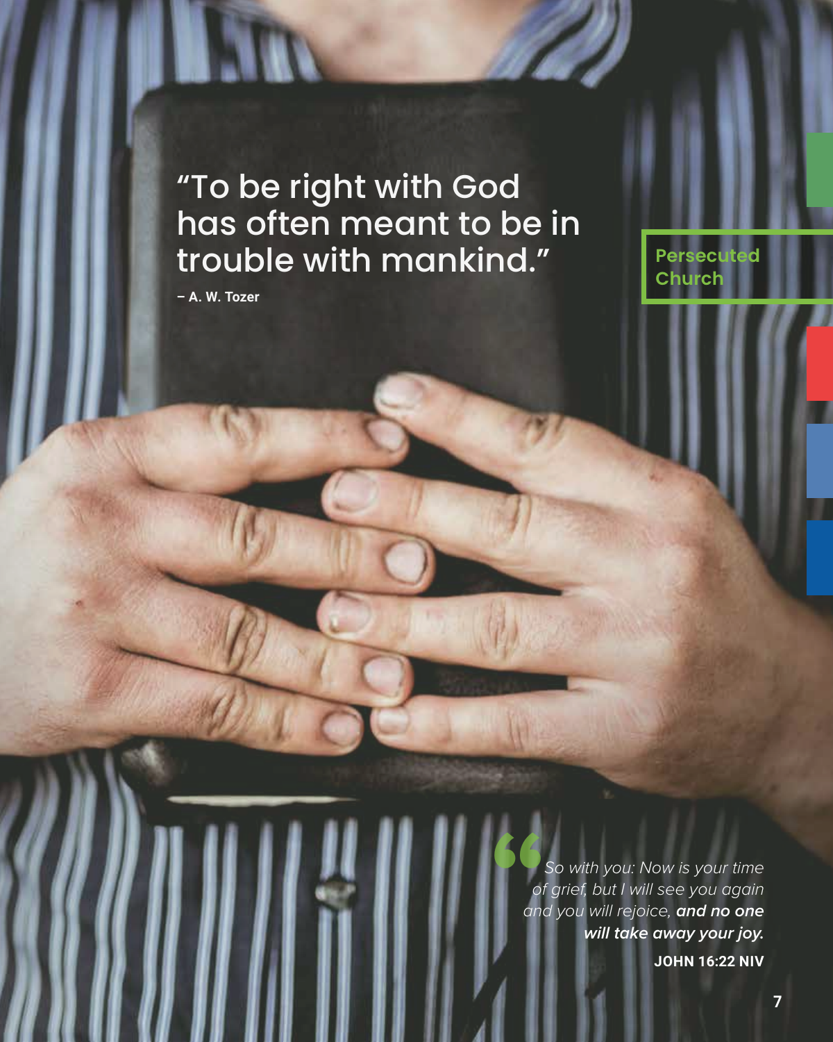## "To be right with God has often meant to be in trouble with mankind."

– **A. W. Tozer**

**Persecuted Church**

> *So with you: Now is your time of grief, but I will see you again and you will rejoice,* ***and no one will take away your joy.***
>
> **JOHN 16:22 NIV**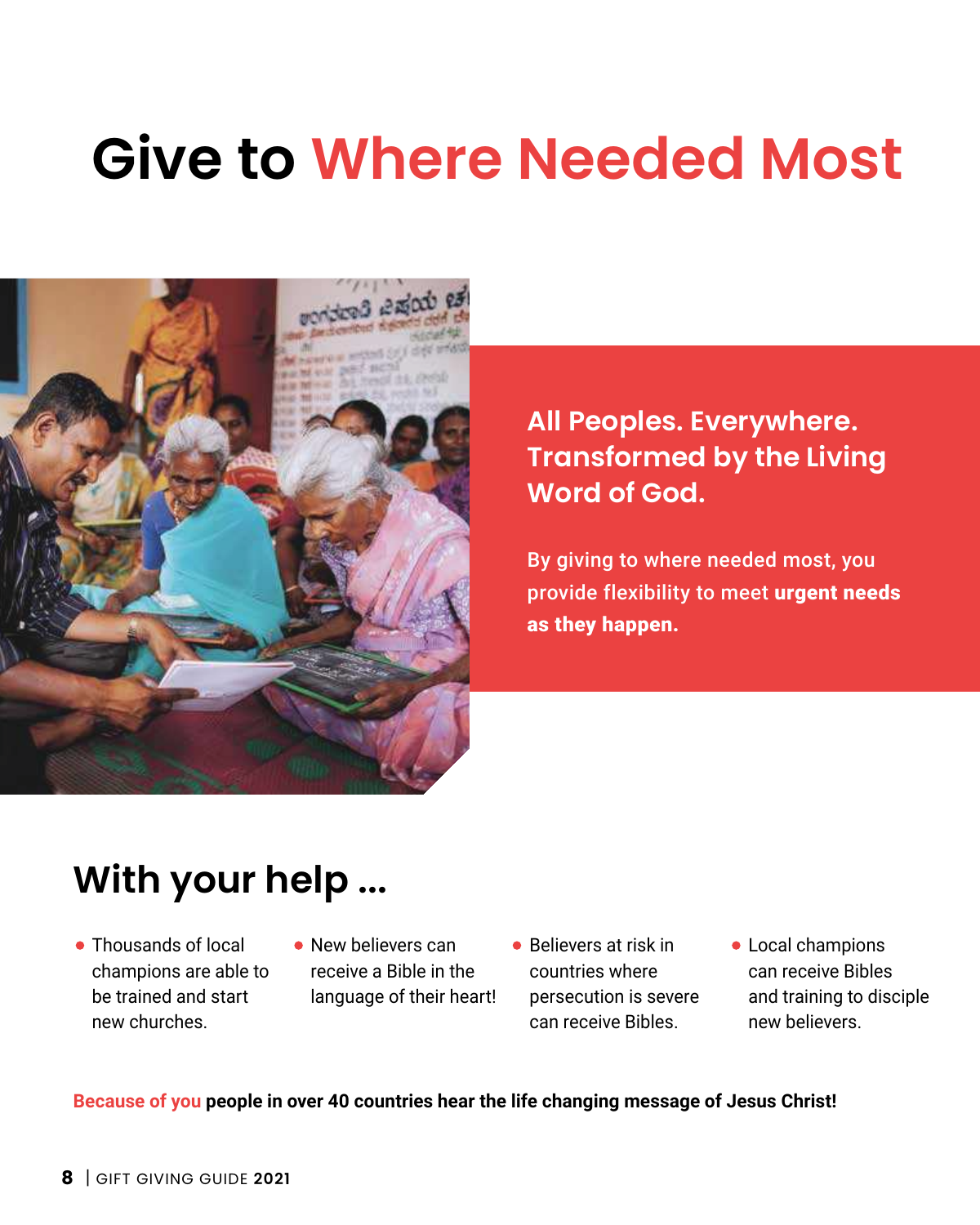# Give to Where Needed Most

**All Peoples. Everywhere. Transformed by the Living Word of God.**

By giving to where needed most, you provide flexibility to meet **urgent needs as they happen.**

## With your help ...

- Thousands of local champions are able to be trained and start new churches.
- New believers can receive a Bible in the language of their heart!
- Believers at risk in countries where persecution is severe can receive Bibles.
- Local champions can receive Bibles and training to disciple new believers.

**Because of you people in over 40 countries hear the life changing message of Jesus Christ!**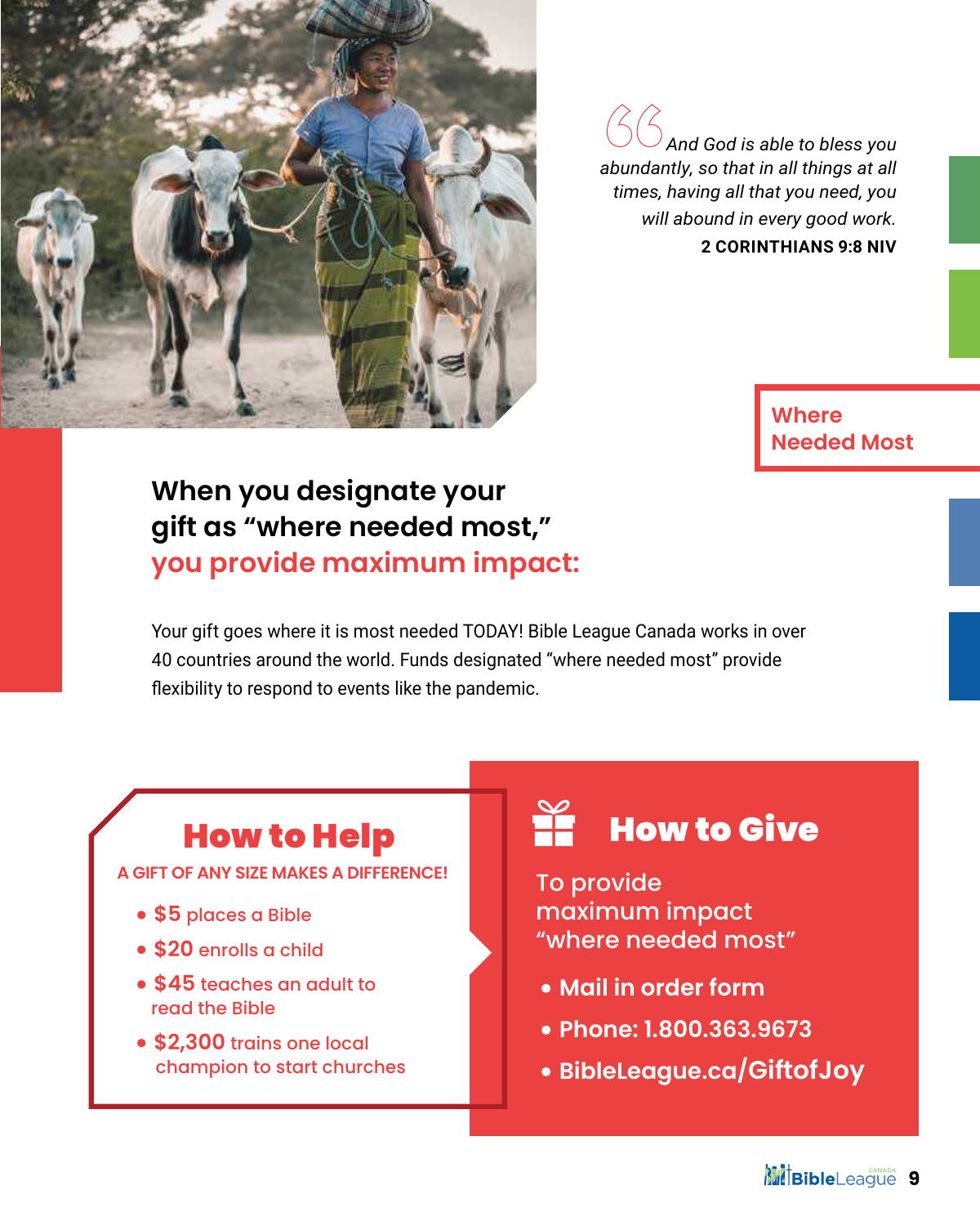> *And God is able to bless you abundantly, so that in all things at all times, having all that you need, you will abound in every good work.*
>
> **2 CORINTHIANS 9:8 NIV**

Where Needed Most

## When you designate your gift as "where needed most," you provide maximum impact:

Your gift goes where it is most needed TODAY! Bible League Canada works in over 40 countries around the world. Funds designated "where needed most" provide flexibility to respond to events like the pandemic.

## How to Help

**A GIFT OF ANY SIZE MAKES A DIFFERENCE!**

- **$5** places a Bible
- **$20** enrolls a child
- **$45** teaches an adult to read the Bible
- **$2,300** trains one local champion to start churches

## How to Give

To provide maximum impact "where needed most"

- **Mail in order form**
- **Phone: 1.800.363.9673**
- **BibleLeague.ca/GiftofJoy**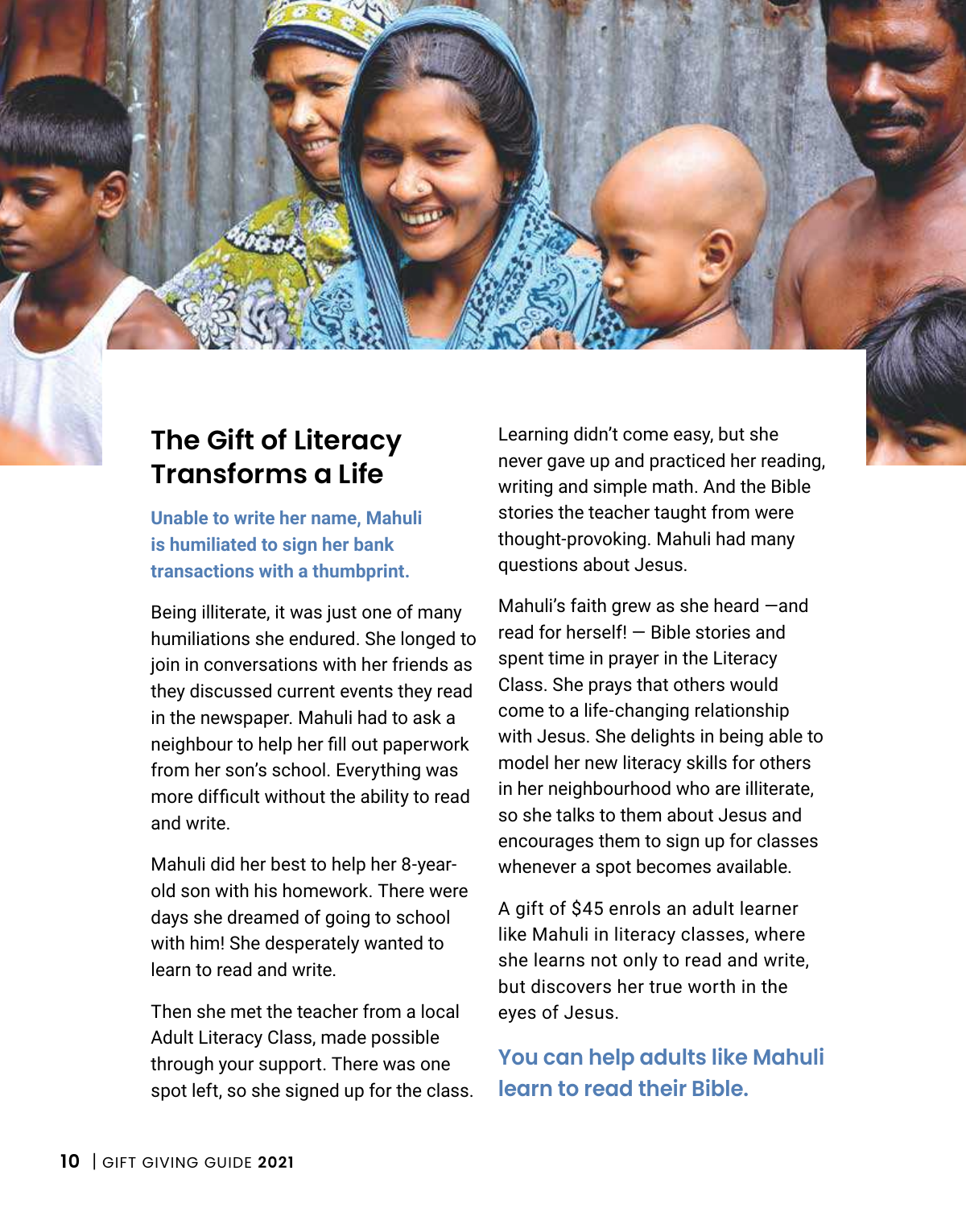## The Gift of Literacy Transforms a Life

**Unable to write her name, Mahuli is humiliated to sign her bank transactions with a thumbprint.**

Being illiterate, it was just one of many humiliations she endured. She longed to join in conversations with her friends as they discussed current events they read in the newspaper. Mahuli had to ask a neighbour to help her fill out paperwork from her son's school. Everything was more difficult without the ability to read and write.

Mahuli did her best to help her 8-year-old son with his homework. There were days she dreamed of going to school with him! She desperately wanted to learn to read and write.

Then she met the teacher from a local Adult Literacy Class, made possible through your support. There was one spot left, so she signed up for the class.

Learning didn't come easy, but she never gave up and practiced her reading, writing and simple math. And the Bible stories the teacher taught from were thought-provoking. Mahuli had many questions about Jesus.

Mahuli's faith grew as she heard —and read for herself! — Bible stories and spent time in prayer in the Literacy Class. She prays that others would come to a life-changing relationship with Jesus. She delights in being able to model her new literacy skills for others in her neighbourhood who are illiterate, so she talks to them about Jesus and encourages them to sign up for classes whenever a spot becomes available.

A gift of $45 enrols an adult learner like Mahuli in literacy classes, where she learns not only to read and write, but discovers her true worth in the eyes of Jesus.

**You can help adults like Mahuli learn to read their Bible.**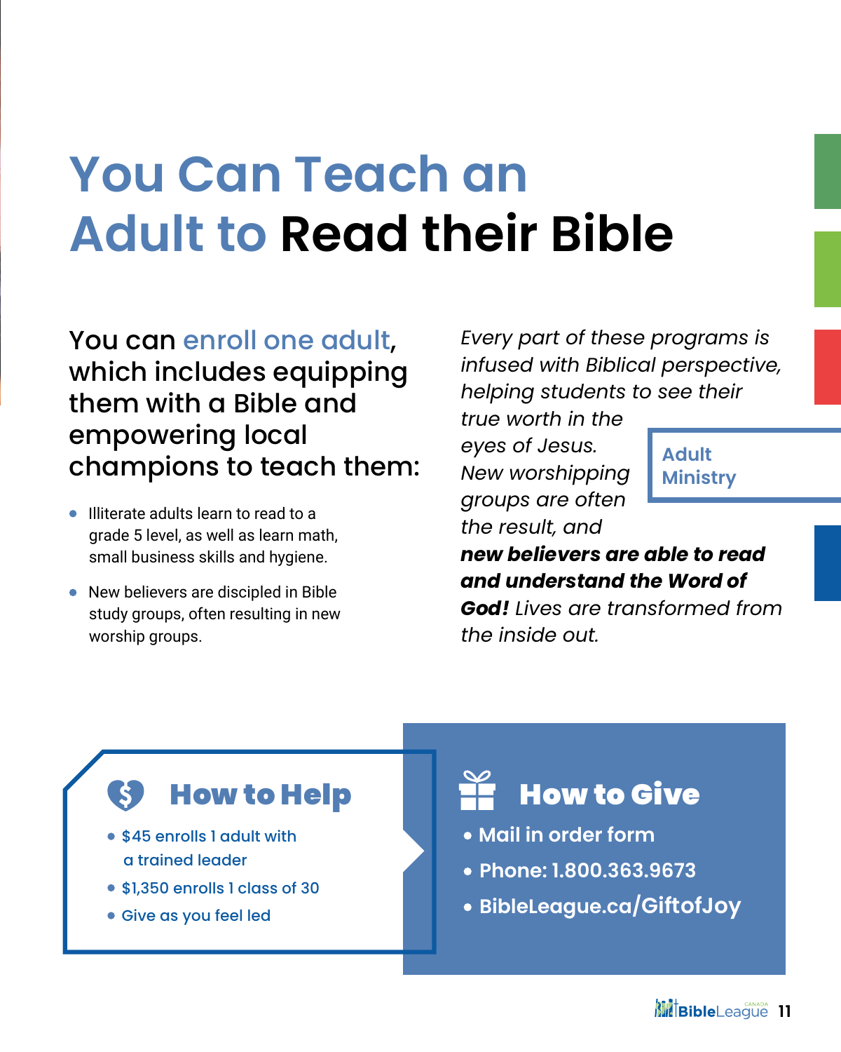# You Can Teach an Adult to Read their Bible

## You can enroll one adult, which includes equipping them with a Bible and empowering local champions to teach them:

- Illiterate adults learn to read to a grade 5 level, as well as learn math, small business skills and hygiene.
- New believers are discipled in Bible study groups, often resulting in new worship groups.

*Every part of these programs is infused with Biblical perspective, helping students to see their true worth in the eyes of Jesus. New worshipping groups are often the result, and* ***new believers are able to read and understand the Word of God!*** *Lives are transformed from the inside out.*

Adult Ministry

### How to Help

- $45 enrolls 1 adult with a trained leader
- $1,350 enrolls 1 class of 30
- Give as you feel led

### How to Give

- Mail in order form
- Phone: 1.800.363.9673
- BibleLeague.ca/GiftofJoy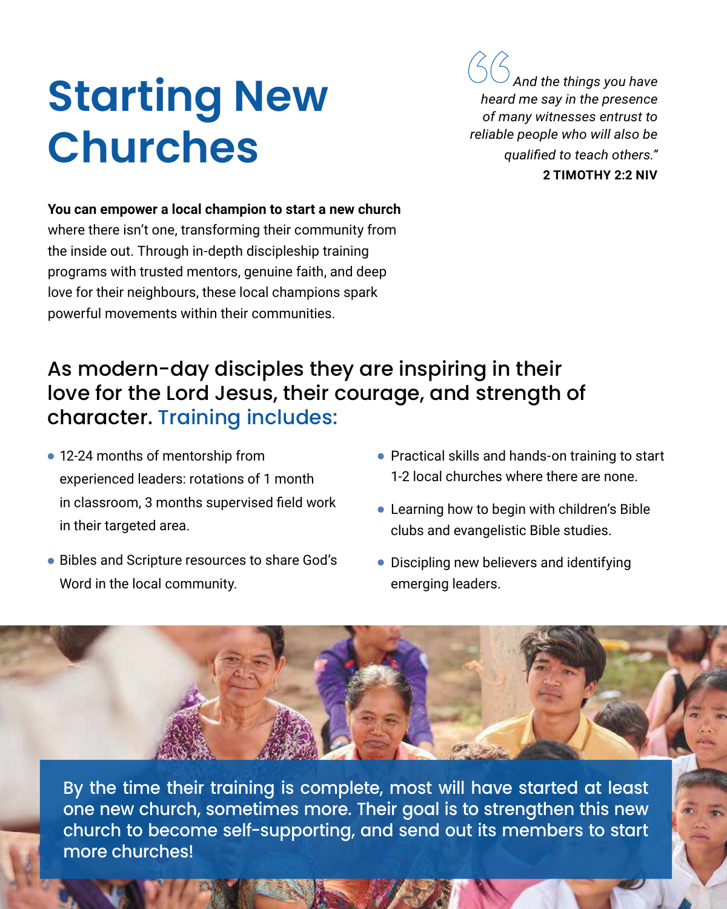# Starting New Churches

> *"And the things you have heard me say in the presence of many witnesses entrust to reliable people who will also be qualified to teach others."*
> **2 TIMOTHY 2:2 NIV**

**You can empower a local champion to start a new church** where there isn't one, transforming their community from the inside out. Through in-depth discipleship training programs with trusted mentors, genuine faith, and deep love for their neighbours, these local champions spark powerful movements within their communities.

## As modern-day disciples they are inspiring in their love for the Lord Jesus, their courage, and strength of character. Training includes:

- 12-24 months of mentorship from experienced leaders: rotations of 1 month in classroom, 3 months supervised field work in their targeted area.
- Bibles and Scripture resources to share God's Word in the local community.
- Practical skills and hands-on training to start 1-2 local churches where there are none.
- Learning how to begin with children's Bible clubs and evangelistic Bible studies.
- Discipling new believers and identifying emerging leaders.

By the time their training is complete, most will have started at least one new church, sometimes more. Their goal is to strengthen this new church to become self-supporting, and send out its members to start more churches!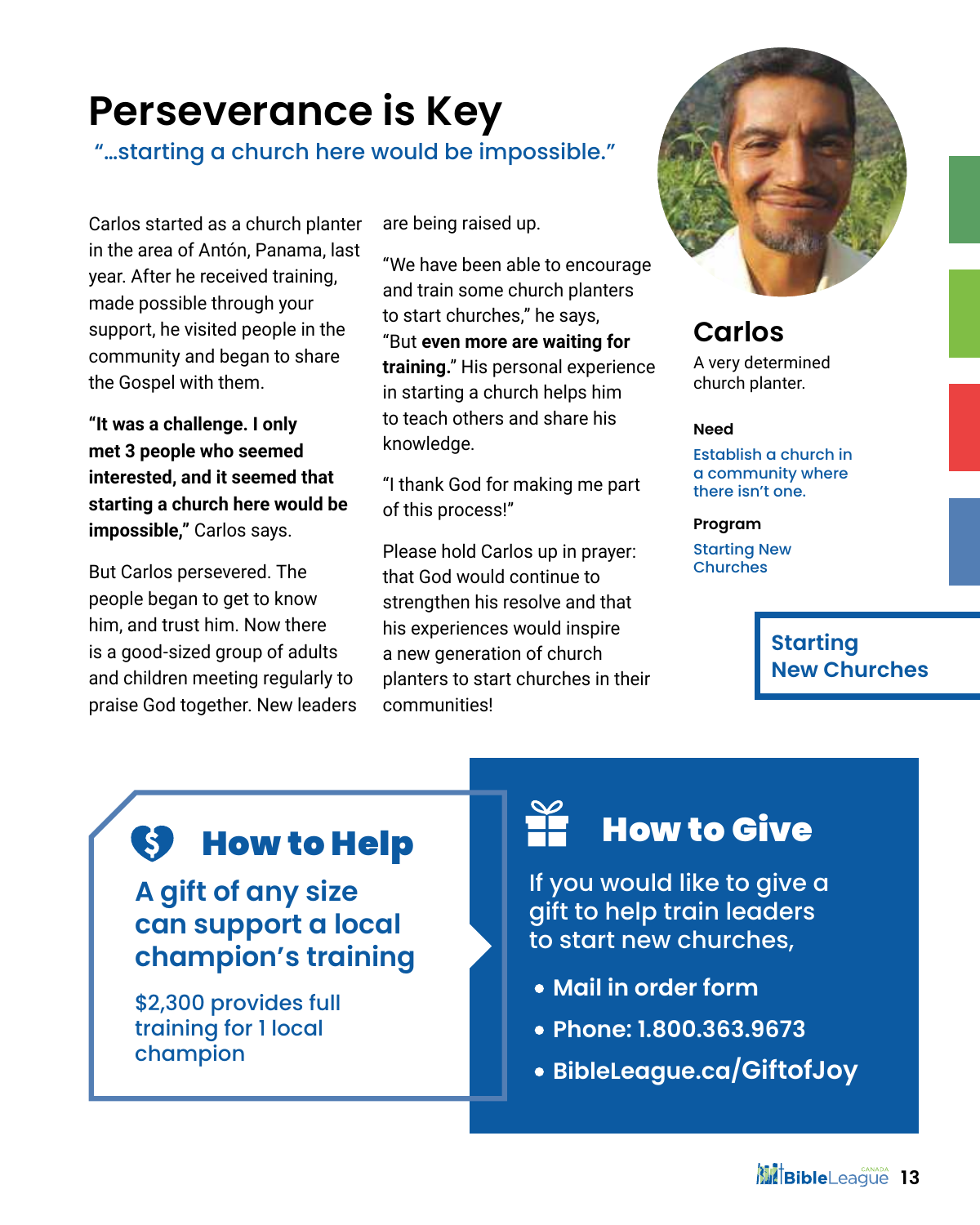# Perseverance is Key

"…starting a church here would be impossible."

Carlos started as a church planter in the area of Antón, Panama, last year. After he received training, made possible through your support, he visited people in the community and began to share the Gospel with them.

**"It was a challenge. I only met 3 people who seemed interested, and it seemed that starting a church here would be impossible,"** Carlos says.

But Carlos persevered. The people began to get to know him, and trust him. Now there is a good-sized group of adults and children meeting regularly to praise God together. New leaders are being raised up.

"We have been able to encourage and train some church planters to start churches," he says, "But **even more are waiting for training.**" His personal experience in starting a church helps him to teach others and share his knowledge.

"I thank God for making me part of this process!"

Please hold Carlos up in prayer: that God would continue to strengthen his resolve and that his experiences would inspire a new generation of church planters to start churches in their communities!

## Carlos

A very determined church planter.

**Need**

Establish a church in a community where there isn't one.

**Program**

Starting New Churches

**Starting New Churches**

## How to Help

### A gift of any size can support a local champion's training

$2,300 provides full training for 1 local champion

## How to Give

If you would like to give a gift to help train leaders to start new churches,

- Mail in order form
- Phone: 1.800.363.9673
- BibleLeague.ca/GiftofJoy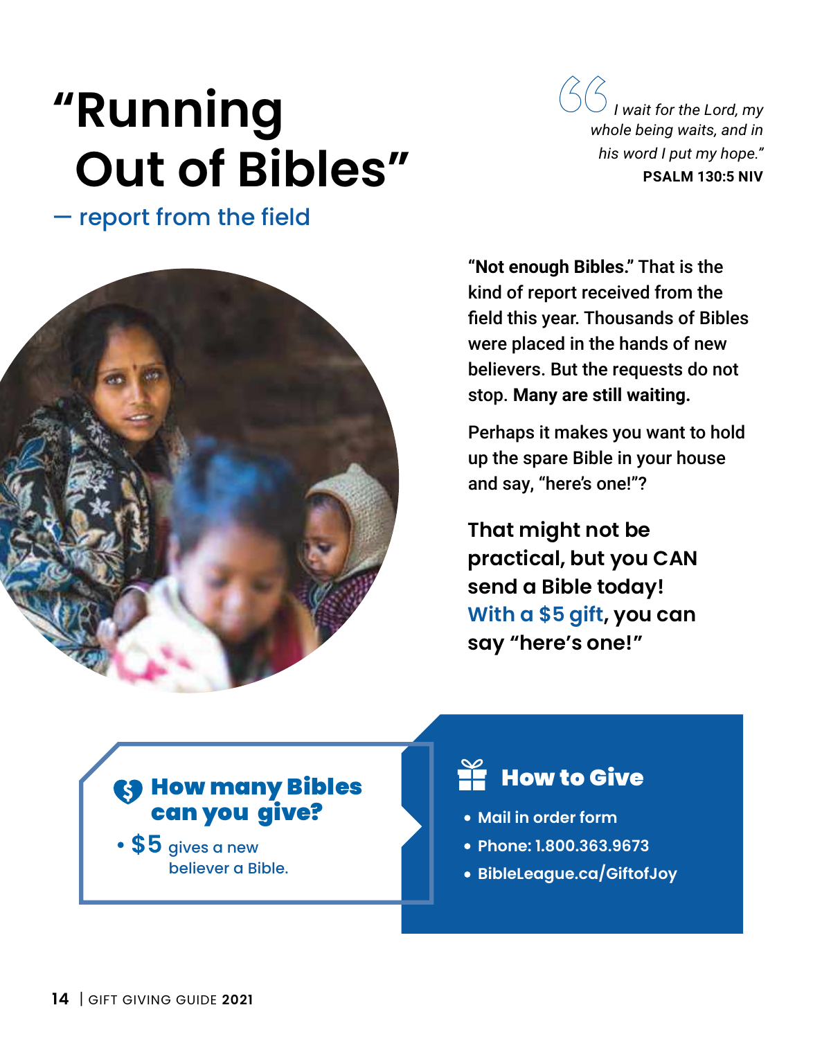# "Running Out of Bibles"

## — report from the field

> *I wait for the Lord, my whole being waits, and in his word I put my hope."*
>
> **PSALM 130:5 NIV**

**"Not enough Bibles."** That is the kind of report received from the field this year. Thousands of Bibles were placed in the hands of new believers. But the requests do not stop. **Many are still waiting.**

Perhaps it makes you want to hold up the spare Bible in your house and say, "here's one!"?

**That might not be practical, but you CAN send a Bible today! With a $5 gift, you can say "here's one!"**

### How many Bibles can you give?

- **$5** gives a new believer a Bible.

### How to Give

- Mail in order form
- Phone: 1.800.363.9673
- BibleLeague.ca/GiftofJoy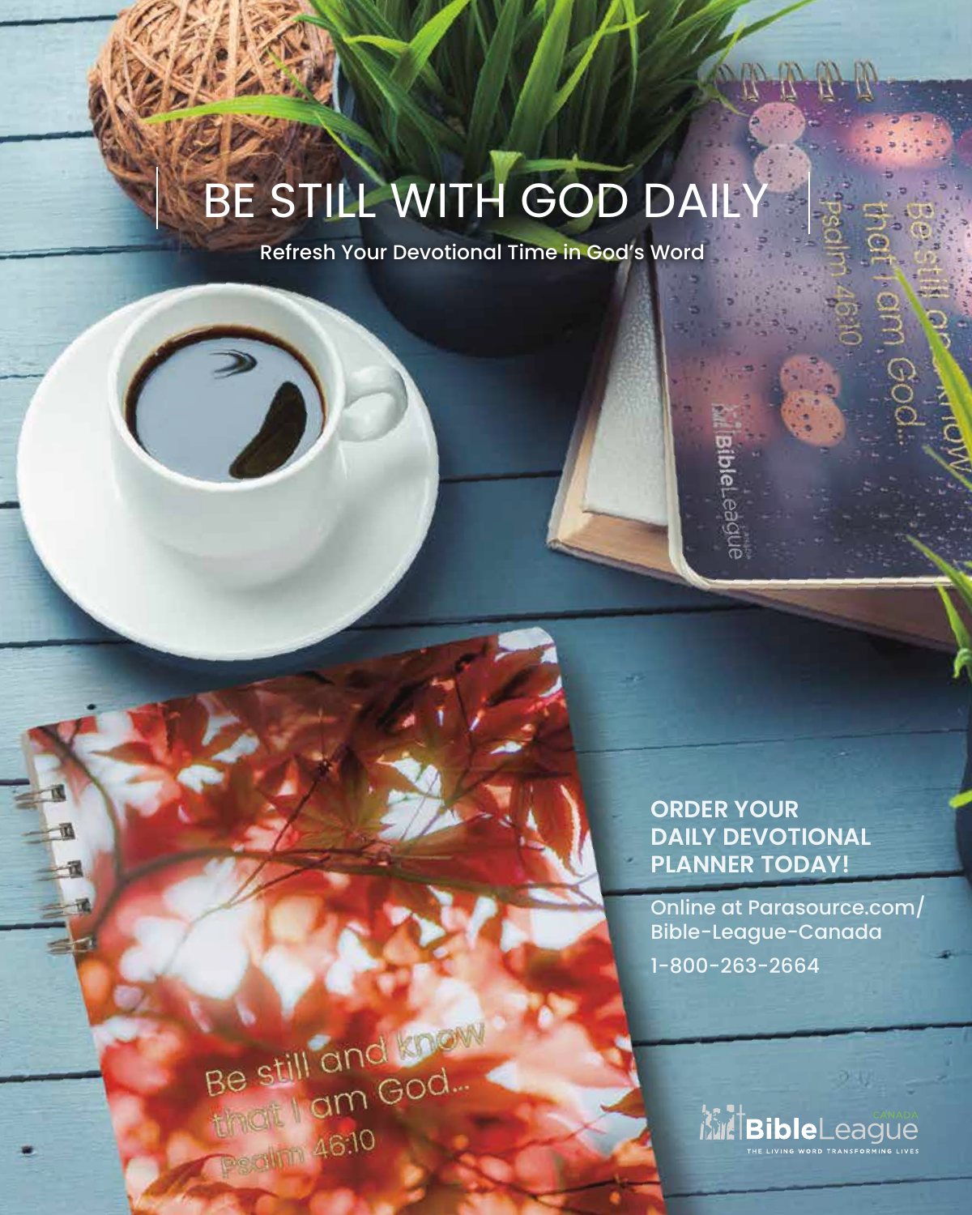# BE STILL WITH GOD DAILY

Refresh Your Devotional Time in God's Word

**ORDER YOUR DAILY DEVOTIONAL PLANNER TODAY!**

Online at Parasource.com/Bible-League-Canada

1-800-263-2664

Bible League Canada

THE LIVING WORD TRANSFORMING LIVES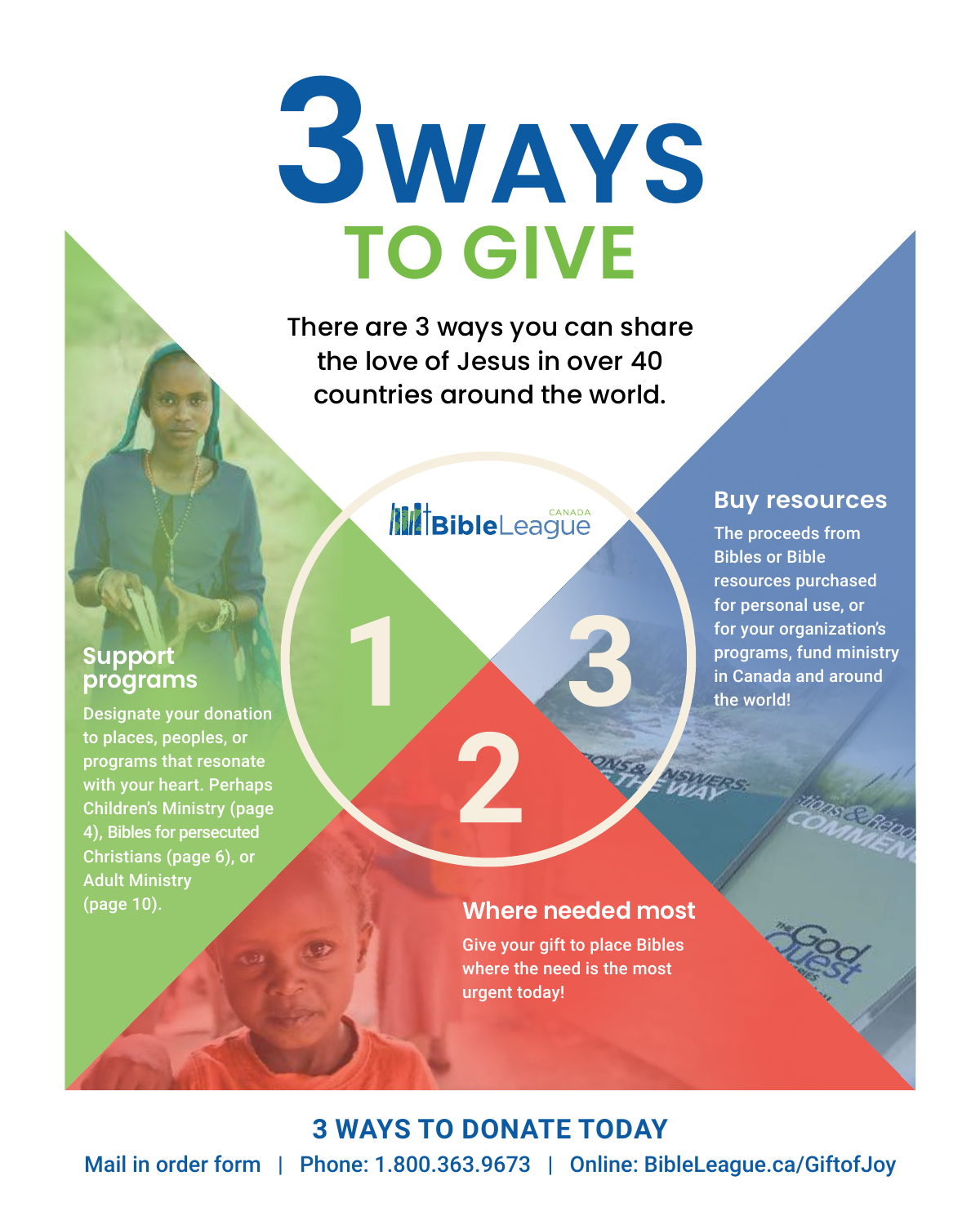# 3 WAYS TO GIVE

There are 3 ways you can share the love of Jesus in over 40 countries around the world.

BibleLeague CANADA

## 1

### Support programs

Designate your donation to places, peoples, or programs that resonate with your heart. Perhaps Children's Ministry (page 4), Bibles for persecuted Christians (page 6), or Adult Ministry (page 10).

## 2

### Where needed most

Give your gift to place Bibles where the need is the most urgent today!

## 3

### Buy resources

The proceeds from Bibles or Bible resources purchased for personal use, or for your organization's programs, fund ministry in Canada and around the world!

## 3 WAYS TO DONATE TODAY

Mail in order form | Phone: 1.800.363.9673 | Online: BibleLeague.ca/GiftofJoy